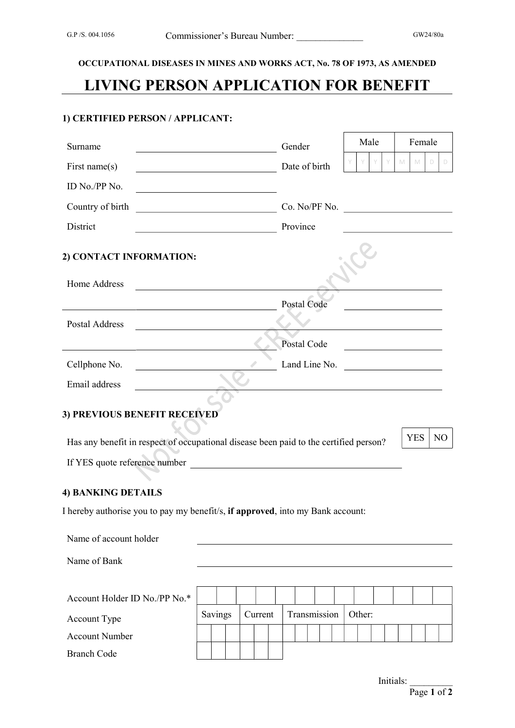G.P /S. 004.1056 Commissioner's Bureau Number: ______________ GW24/80a

**OCCUPATIONAL DISEASES IN MINES AND WORKS ACT, No. 78 OF 1973, AS AMENDED**

# LIVING PERSON APPLICATION FOR BENEFIT

## 1) CERTIFIED PERSON / APPLICANT:

Surname ______________________________ Gender | Male | Female |

First name(s) ______________________________ Date of birth | Y | Y | Y | Y | M | M | D | D |

ID No./PP No. ______________________________

Country of birth ______________________________ Co. No/PF No. ______________________

District ______________________________ Province ______________________

## 2) CONTACT INFORMATION:

Home Address ____________________________________________________________

______________________________________________ Postal Code ______________________

Postal Address ____________________________________________________________

______________________________________________ Postal Code ______________________

Cellphone No. ______________________________ Land Line No. ______________________

Email address ____________________________________________________________

Not for sale - FREE service

## 3) PREVIOUS BENEFIT RECEIVED

Has any benefit in respect of occupational disease been paid to the certified person? | YES | NO |

If YES quote reference number ______________________________________________

## 4) BANKING DETAILS

I hereby authorise you to pay my benefit/s, **if approved**, into my Bank account:

Name of account holder ____________________________________________________

Name of Bank ____________________________________________________

| Account Holder ID No./PP No.* | | | | | | | | | | | | | |
|---|---|---|---|---|---|---|---|---|---|---|---|---|---|
| Account Type | Savings | Current | Transmission | Other: | | | | | | | | | |
| Account Number | | | | | | | | | | | | | |
| Branch Code | | | | | | | | | | | | | |

Initials: _________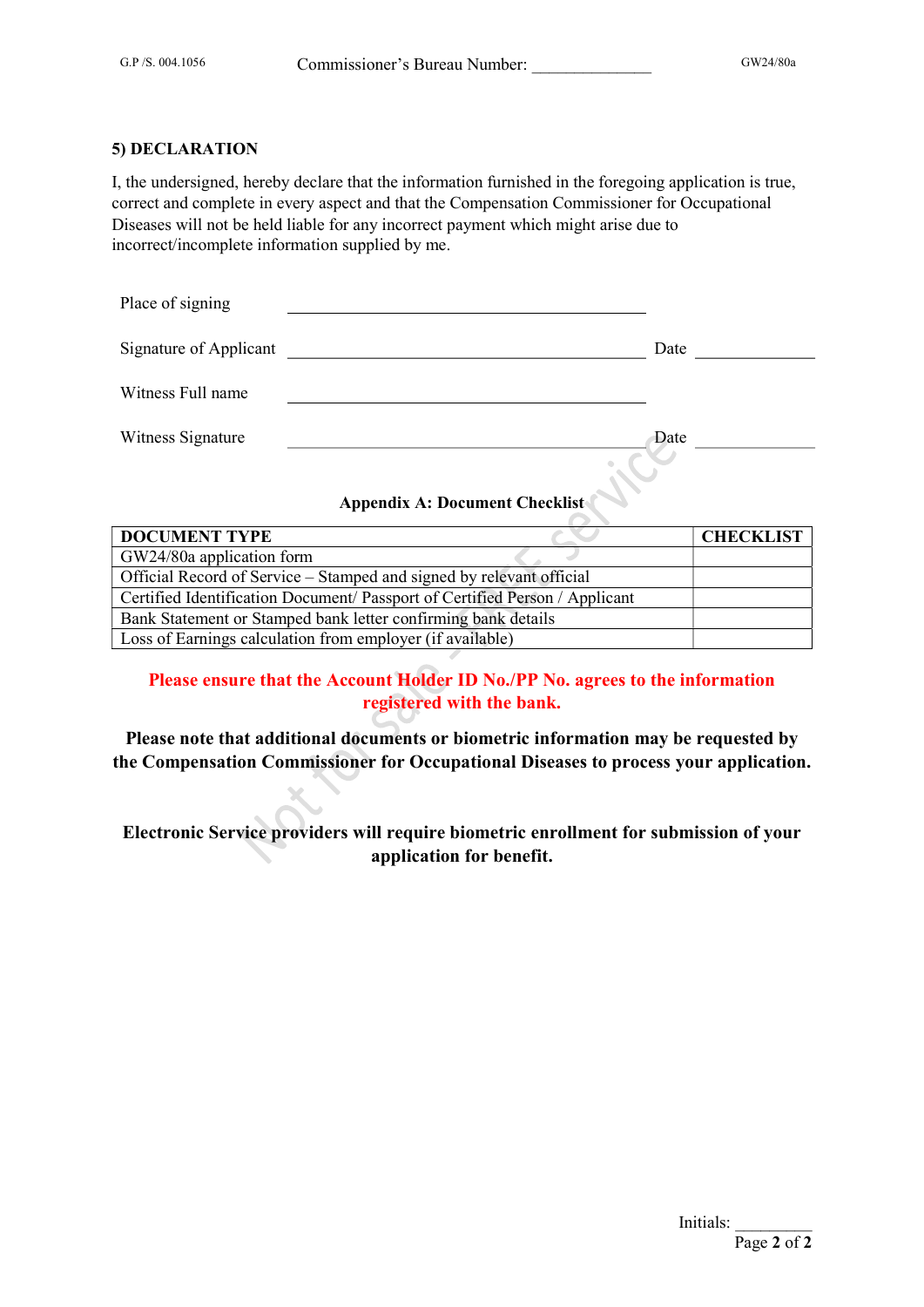Commissioner's Bureau Number: ______________

## 5) DECLARATION

I, the undersigned, hereby declare that the information furnished in the foregoing application is true, correct and complete in every aspect and that the Compensation Commissioner for Occupational Diseases will not be held liable for any incorrect payment which might arise due to incorrect/incomplete information supplied by me.

Place of signing ____________________________________

Signature of Applicant ____________________________________ Date ______________

Witness Full name ____________________________________

Witness Signature ____________________________________ Date ______________

**Appendix A: Document Checklist**

| DOCUMENT TYPE | CHECKLIST |
|---|---|
| GW24/80a application form | |
| Official Record of Service – Stamped and signed by relevant official | |
| Certified Identification Document/ Passport of Certified Person / Applicant | |
| Bank Statement or Stamped bank letter confirming bank details | |
| Loss of Earnings calculation from employer (if available) | |

**Please ensure that the Account Holder ID No./PP No. agrees to the information registered with the bank.**

**Please note that additional documents or biometric information may be requested by the Compensation Commissioner for Occupational Diseases to process your application.**

**Electronic Service providers will require biometric enrollment for submission of your application for benefit.**

Initials: __________